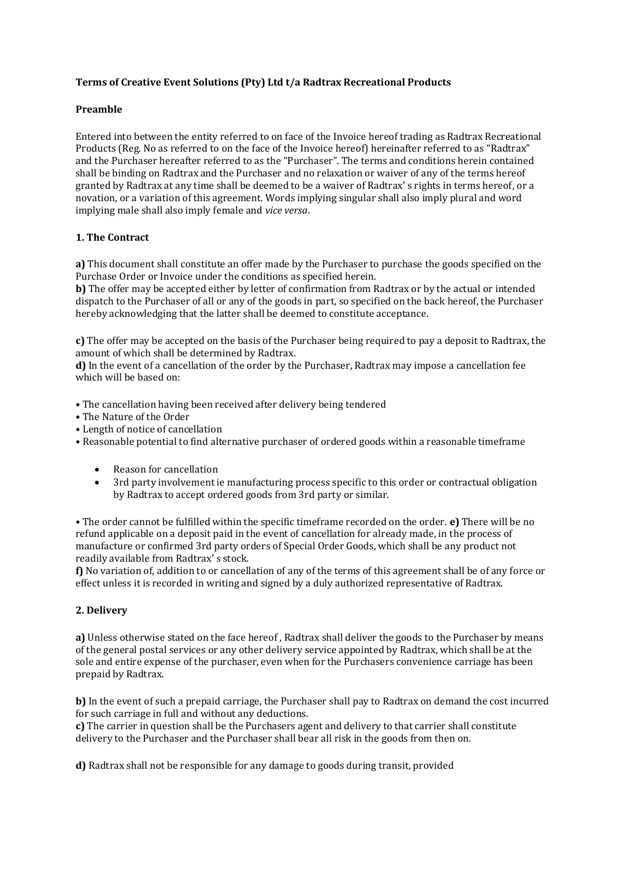**Terms of Creative Event Solutions (Pty) Ltd t/a Radtrax Recreational Products**

**Preamble**

Entered into between the entity referred to on face of the Invoice hereof trading as Radtrax Recreational Products (Reg. No as referred to on the face of the Invoice hereof) hereinafter referred to as "Radtrax" and the Purchaser hereafter referred to as the "Purchaser". The terms and conditions herein contained shall be binding on Radtrax and the Purchaser and no relaxation or waiver of any of the terms hereof granted by Radtrax at any time shall be deemed to be a waiver of Radtrax' s rights in terms hereof, or a novation, or a variation of this agreement. Words implying singular shall also imply plural and word implying male shall also imply female and *vice versa*.

**1. The Contract**

**a)** This document shall constitute an offer made by the Purchaser to purchase the goods specified on the Purchase Order or Invoice under the conditions as specified herein.
**b)** The offer may be accepted either by letter of confirmation from Radtrax or by the actual or intended dispatch to the Purchaser of all or any of the goods in part, so specified on the back hereof, the Purchaser hereby acknowledging that the latter shall be deemed to constitute acceptance.

**c)** The offer may be accepted on the basis of the Purchaser being required to pay a deposit to Radtrax, the amount of which shall be determined by Radtrax.
**d)** In the event of a cancellation of the order by the Purchaser, Radtrax may impose a cancellation fee which will be based on:

- The cancellation having been received after delivery being tendered
- The Nature of the Order
- Length of notice of cancellation
- Reasonable potential to find alternative purchaser of ordered goods within a reasonable timeframe
    - Reason for cancellation
    - 3rd party involvement ie manufacturing process specific to this order or contractual obligation by Radtrax to accept ordered goods from 3rd party or similar.

• The order cannot be fulfilled within the specific timeframe recorded on the order. **e)** There will be no refund applicable on a deposit paid in the event of cancellation for already made, in the process of manufacture or confirmed 3rd party orders of Special Order Goods, which shall be any product not readily available from Radtrax' s stock.
**f)** No variation of, addition to or cancellation of any of the terms of this agreement shall be of any force or effect unless it is recorded in writing and signed by a duly authorized representative of Radtrax.

**2. Delivery**

**a)** Unless otherwise stated on the face hereof , Radtrax shall deliver the goods to the Purchaser by means of the general postal services or any other delivery service appointed by Radtrax, which shall be at the sole and entire expense of the purchaser, even when for the Purchasers convenience carriage has been prepaid by Radtrax.

**b)** In the event of such a prepaid carriage, the Purchaser shall pay to Radtrax on demand the cost incurred for such carriage in full and without any deductions.
**c)** The carrier in question shall be the Purchasers agent and delivery to that carrier shall constitute delivery to the Purchaser and the Purchaser shall bear all risk in the goods from then on.

**d)** Radtrax shall not be responsible for any damage to goods during transit, provided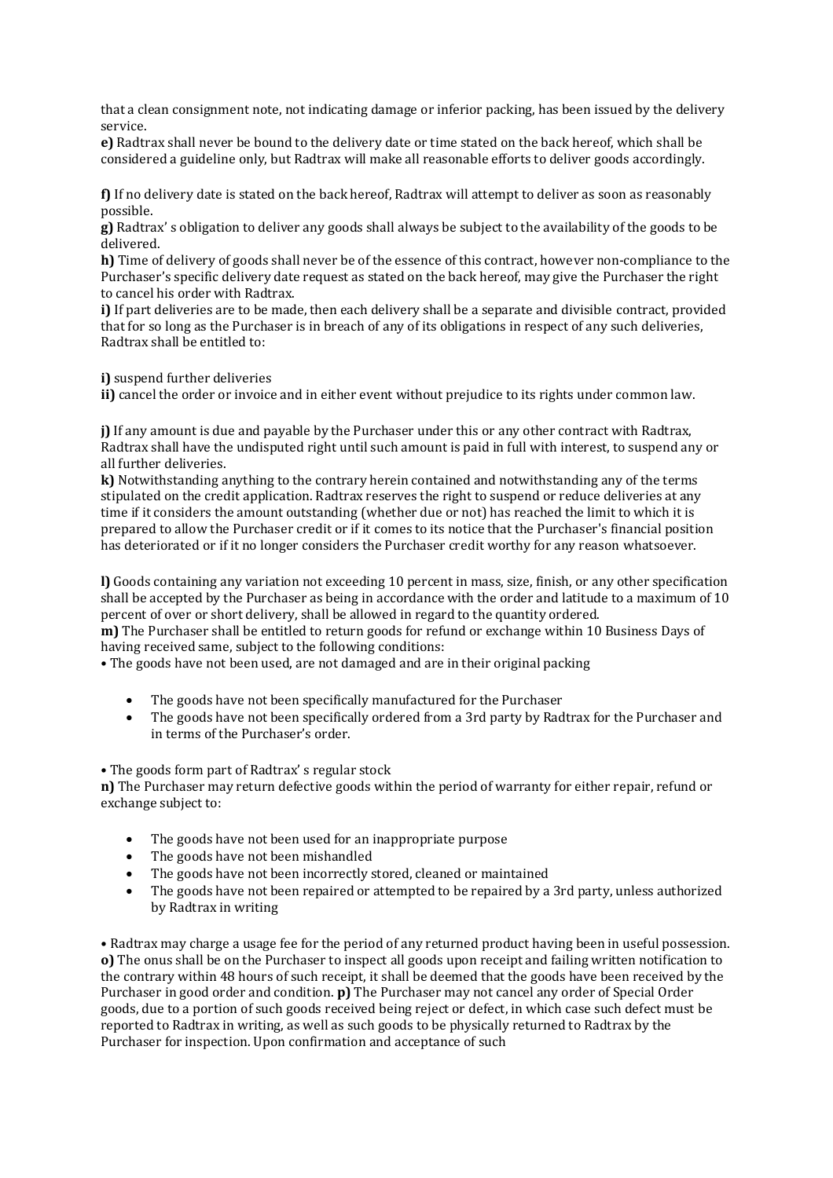that a clean consignment note, not indicating damage or inferior packing, has been issued by the delivery service.

**e)** Radtrax shall never be bound to the delivery date or time stated on the back hereof, which shall be considered a guideline only, but Radtrax will make all reasonable efforts to deliver goods accordingly.

**f)** If no delivery date is stated on the back hereof, Radtrax will attempt to deliver as soon as reasonably possible.

**g)** Radtrax' s obligation to deliver any goods shall always be subject to the availability of the goods to be delivered.

**h)** Time of delivery of goods shall never be of the essence of this contract, however non-compliance to the Purchaser's specific delivery date request as stated on the back hereof, may give the Purchaser the right to cancel his order with Radtrax.

**i)** If part deliveries are to be made, then each delivery shall be a separate and divisible contract, provided that for so long as the Purchaser is in breach of any of its obligations in respect of any such deliveries, Radtrax shall be entitled to:

**i)** suspend further deliveries

**ii)** cancel the order or invoice and in either event without prejudice to its rights under common law.

**j)** If any amount is due and payable by the Purchaser under this or any other contract with Radtrax, Radtrax shall have the undisputed right until such amount is paid in full with interest, to suspend any or all further deliveries.

**k)** Notwithstanding anything to the contrary herein contained and notwithstanding any of the terms stipulated on the credit application. Radtrax reserves the right to suspend or reduce deliveries at any time if it considers the amount outstanding (whether due or not) has reached the limit to which it is prepared to allow the Purchaser credit or if it comes to its notice that the Purchaser's financial position has deteriorated or if it no longer considers the Purchaser credit worthy for any reason whatsoever.

**l)** Goods containing any variation not exceeding 10 percent in mass, size, finish, or any other specification shall be accepted by the Purchaser as being in accordance with the order and latitude to a maximum of 10 percent of over or short delivery, shall be allowed in regard to the quantity ordered.

**m)** The Purchaser shall be entitled to return goods for refund or exchange within 10 Business Days of having received same, subject to the following conditions:

• The goods have not been used, are not damaged and are in their original packing

- The goods have not been specifically manufactured for the Purchaser
- The goods have not been specifically ordered from a 3rd party by Radtrax for the Purchaser and in terms of the Purchaser's order.

• The goods form part of Radtrax' s regular stock

**n)** The Purchaser may return defective goods within the period of warranty for either repair, refund or exchange subject to:

- The goods have not been used for an inappropriate purpose
- The goods have not been mishandled
- The goods have not been incorrectly stored, cleaned or maintained
- The goods have not been repaired or attempted to be repaired by a 3rd party, unless authorized by Radtrax in writing

• Radtrax may charge a usage fee for the period of any returned product having been in useful possession.

**o)** The onus shall be on the Purchaser to inspect all goods upon receipt and failing written notification to the contrary within 48 hours of such receipt, it shall be deemed that the goods have been received by the Purchaser in good order and condition. **p)** The Purchaser may not cancel any order of Special Order goods, due to a portion of such goods received being reject or defect, in which case such defect must be reported to Radtrax in writing, as well as such goods to be physically returned to Radtrax by the Purchaser for inspection. Upon confirmation and acceptance of such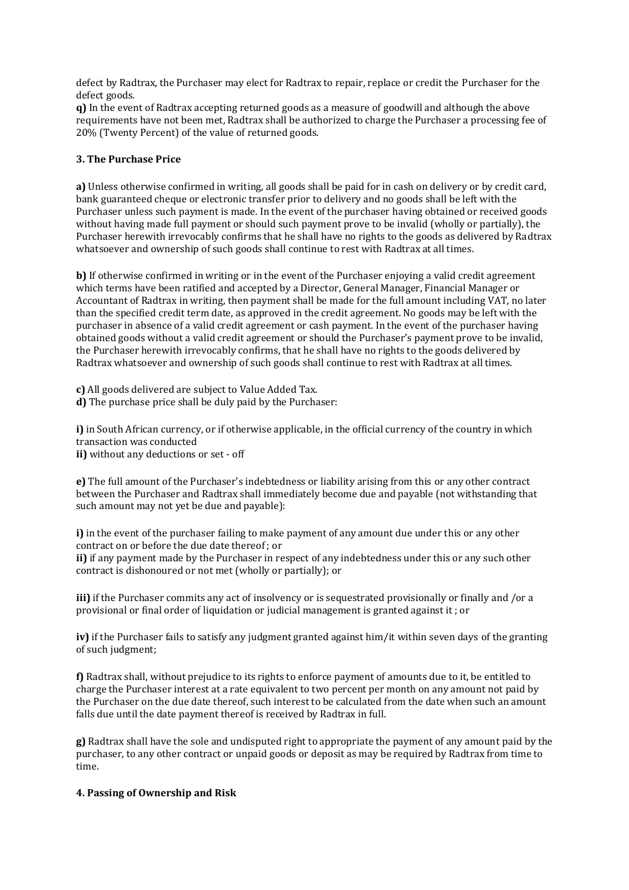defect by Radtrax, the Purchaser may elect for Radtrax to repair, replace or credit the Purchaser for the defect goods.

**q)** In the event of Radtrax accepting returned goods as a measure of goodwill and although the above requirements have not been met, Radtrax shall be authorized to charge the Purchaser a processing fee of 20% (Twenty Percent) of the value of returned goods.

### 3. The Purchase Price

**a)** Unless otherwise confirmed in writing, all goods shall be paid for in cash on delivery or by credit card, bank guaranteed cheque or electronic transfer prior to delivery and no goods shall be left with the Purchaser unless such payment is made. In the event of the purchaser having obtained or received goods without having made full payment or should such payment prove to be invalid (wholly or partially), the Purchaser herewith irrevocably confirms that he shall have no rights to the goods as delivered by Radtrax whatsoever and ownership of such goods shall continue to rest with Radtrax at all times.

**b)** If otherwise confirmed in writing or in the event of the Purchaser enjoying a valid credit agreement which terms have been ratified and accepted by a Director, General Manager, Financial Manager or Accountant of Radtrax in writing, then payment shall be made for the full amount including VAT, no later than the specified credit term date, as approved in the credit agreement. No goods may be left with the purchaser in absence of a valid credit agreement or cash payment. In the event of the purchaser having obtained goods without a valid credit agreement or should the Purchaser's payment prove to be invalid, the Purchaser herewith irrevocably confirms, that he shall have no rights to the goods delivered by Radtrax whatsoever and ownership of such goods shall continue to rest with Radtrax at all times.

**c)** All goods delivered are subject to Value Added Tax.

**d)** The purchase price shall be duly paid by the Purchaser:

**i)** in South African currency, or if otherwise applicable, in the official currency of the country in which transaction was conducted

**ii)** without any deductions or set - off

**e)** The full amount of the Purchaser's indebtedness or liability arising from this or any other contract between the Purchaser and Radtrax shall immediately become due and payable (not withstanding that such amount may not yet be due and payable):

**i)** in the event of the purchaser failing to make payment of any amount due under this or any other contract on or before the due date thereof ; or

**ii)** if any payment made by the Purchaser in respect of any indebtedness under this or any such other contract is dishonoured or not met (wholly or partially); or

**iii)** if the Purchaser commits any act of insolvency or is sequestrated provisionally or finally and /or a provisional or final order of liquidation or judicial management is granted against it ; or

**iv)** if the Purchaser fails to satisfy any judgment granted against him/it within seven days of the granting of such judgment;

**f)** Radtrax shall, without prejudice to its rights to enforce payment of amounts due to it, be entitled to charge the Purchaser interest at a rate equivalent to two percent per month on any amount not paid by the Purchaser on the due date thereof, such interest to be calculated from the date when such an amount falls due until the date payment thereof is received by Radtrax in full.

**g)** Radtrax shall have the sole and undisputed right to appropriate the payment of any amount paid by the purchaser, to any other contract or unpaid goods or deposit as may be required by Radtrax from time to time.

### 4. Passing of Ownership and Risk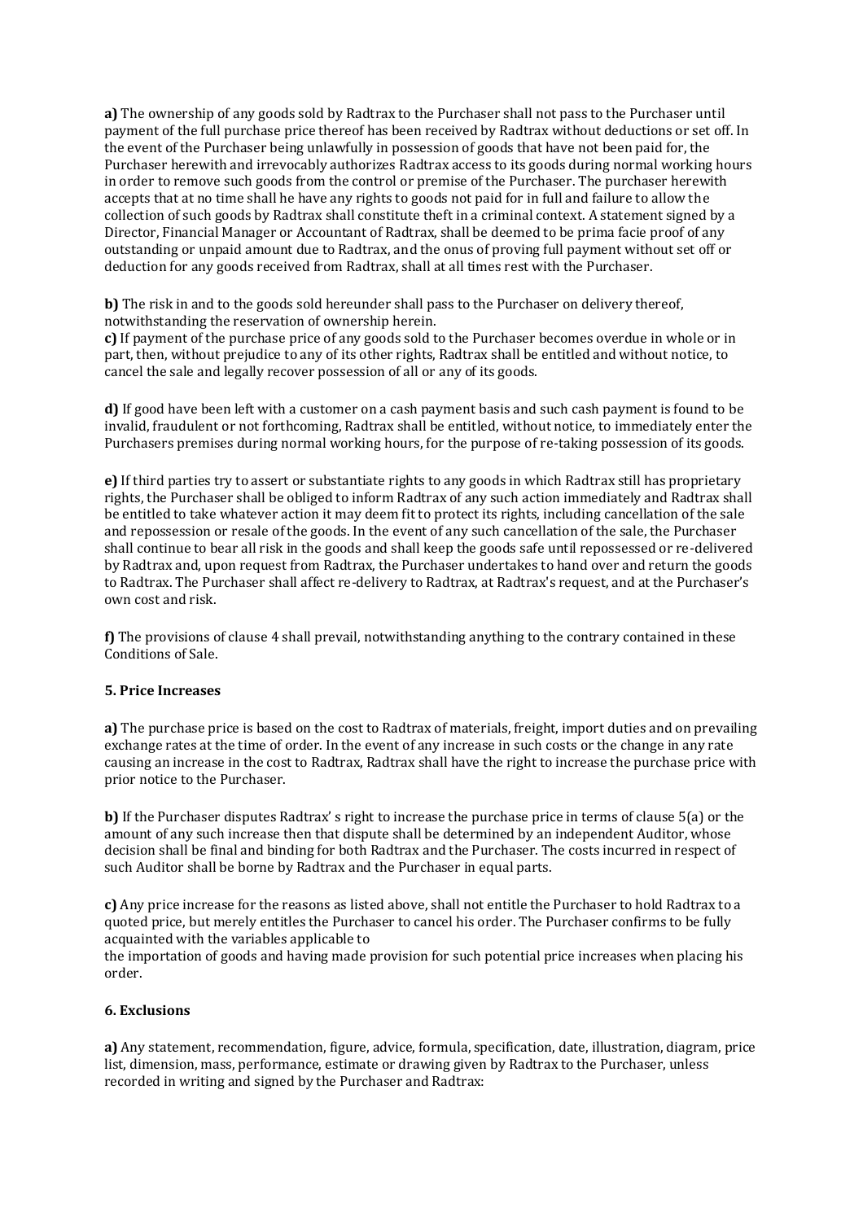**a)** The ownership of any goods sold by Radtrax to the Purchaser shall not pass to the Purchaser until payment of the full purchase price thereof has been received by Radtrax without deductions or set off. In the event of the Purchaser being unlawfully in possession of goods that have not been paid for, the Purchaser herewith and irrevocably authorizes Radtrax access to its goods during normal working hours in order to remove such goods from the control or premise of the Purchaser. The purchaser herewith accepts that at no time shall he have any rights to goods not paid for in full and failure to allow the collection of such goods by Radtrax shall constitute theft in a criminal context. A statement signed by a Director, Financial Manager or Accountant of Radtrax, shall be deemed to be prima facie proof of any outstanding or unpaid amount due to Radtrax, and the onus of proving full payment without set off or deduction for any goods received from Radtrax, shall at all times rest with the Purchaser.

**b)** The risk in and to the goods sold hereunder shall pass to the Purchaser on delivery thereof, notwithstanding the reservation of ownership herein.

**c)** If payment of the purchase price of any goods sold to the Purchaser becomes overdue in whole or in part, then, without prejudice to any of its other rights, Radtrax shall be entitled and without notice, to cancel the sale and legally recover possession of all or any of its goods.

**d)** If good have been left with a customer on a cash payment basis and such cash payment is found to be invalid, fraudulent or not forthcoming, Radtrax shall be entitled, without notice, to immediately enter the Purchasers premises during normal working hours, for the purpose of re-taking possession of its goods.

**e)** If third parties try to assert or substantiate rights to any goods in which Radtrax still has proprietary rights, the Purchaser shall be obliged to inform Radtrax of any such action immediately and Radtrax shall be entitled to take whatever action it may deem fit to protect its rights, including cancellation of the sale and repossession or resale of the goods. In the event of any such cancellation of the sale, the Purchaser shall continue to bear all risk in the goods and shall keep the goods safe until repossessed or re-delivered by Radtrax and, upon request from Radtrax, the Purchaser undertakes to hand over and return the goods to Radtrax. The Purchaser shall affect re-delivery to Radtrax, at Radtrax's request, and at the Purchaser's own cost and risk.

**f)** The provisions of clause 4 shall prevail, notwithstanding anything to the contrary contained in these Conditions of Sale.

### 5. Price Increases

**a)** The purchase price is based on the cost to Radtrax of materials, freight, import duties and on prevailing exchange rates at the time of order. In the event of any increase in such costs or the change in any rate causing an increase in the cost to Radtrax, Radtrax shall have the right to increase the purchase price with prior notice to the Purchaser.

**b)** If the Purchaser disputes Radtrax' s right to increase the purchase price in terms of clause 5(a) or the amount of any such increase then that dispute shall be determined by an independent Auditor, whose decision shall be final and binding for both Radtrax and the Purchaser. The costs incurred in respect of such Auditor shall be borne by Radtrax and the Purchaser in equal parts.

**c)** Any price increase for the reasons as listed above, shall not entitle the Purchaser to hold Radtrax to a quoted price, but merely entitles the Purchaser to cancel his order. The Purchaser confirms to be fully acquainted with the variables applicable to
the importation of goods and having made provision for such potential price increases when placing his order.

### 6. Exclusions

**a)** Any statement, recommendation, figure, advice, formula, specification, date, illustration, diagram, price list, dimension, mass, performance, estimate or drawing given by Radtrax to the Purchaser, unless recorded in writing and signed by the Purchaser and Radtrax: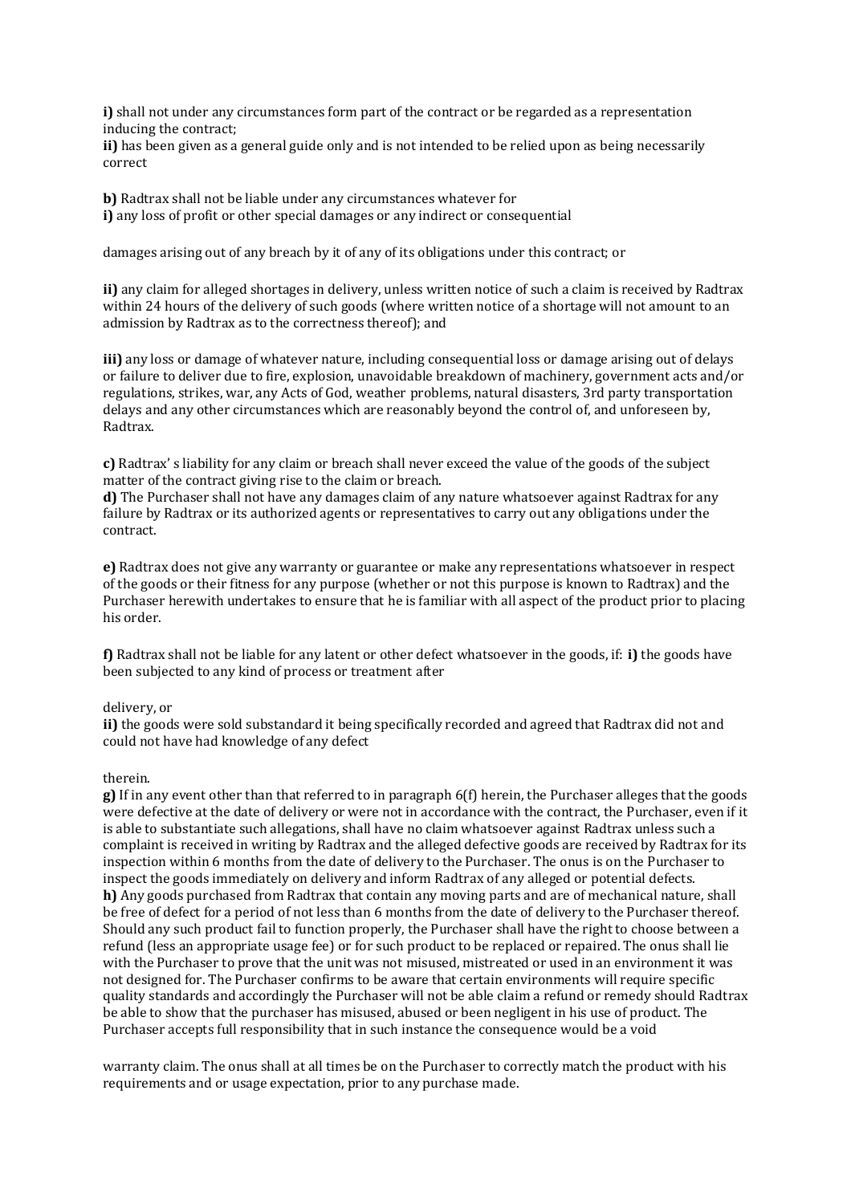**i)** shall not under any circumstances form part of the contract or be regarded as a representation inducing the contract;

**ii)** has been given as a general guide only and is not intended to be relied upon as being necessarily correct

**b)** Radtrax shall not be liable under any circumstances whatever for

**i)** any loss of profit or other special damages or any indirect or consequential

damages arising out of any breach by it of any of its obligations under this contract; or

**ii)** any claim for alleged shortages in delivery, unless written notice of such a claim is received by Radtrax within 24 hours of the delivery of such goods (where written notice of a shortage will not amount to an admission by Radtrax as to the correctness thereof); and

**iii)** any loss or damage of whatever nature, including consequential loss or damage arising out of delays or failure to deliver due to fire, explosion, unavoidable breakdown of machinery, government acts and/or regulations, strikes, war, any Acts of God, weather problems, natural disasters, 3rd party transportation delays and any other circumstances which are reasonably beyond the control of, and unforeseen by, Radtrax.

**c)** Radtrax' s liability for any claim or breach shall never exceed the value of the goods of the subject matter of the contract giving rise to the claim or breach.

**d)** The Purchaser shall not have any damages claim of any nature whatsoever against Radtrax for any failure by Radtrax or its authorized agents or representatives to carry out any obligations under the contract.

**e)** Radtrax does not give any warranty or guarantee or make any representations whatsoever in respect of the goods or their fitness for any purpose (whether or not this purpose is known to Radtrax) and the Purchaser herewith undertakes to ensure that he is familiar with all aspect of the product prior to placing his order.

**f)** Radtrax shall not be liable for any latent or other defect whatsoever in the goods, if: **i)** the goods have been subjected to any kind of process or treatment after

delivery, or

**ii)** the goods were sold substandard it being specifically recorded and agreed that Radtrax did not and could not have had knowledge of any defect

therein.

**g)** If in any event other than that referred to in paragraph 6(f) herein, the Purchaser alleges that the goods were defective at the date of delivery or were not in accordance with the contract, the Purchaser, even if it is able to substantiate such allegations, shall have no claim whatsoever against Radtrax unless such a complaint is received in writing by Radtrax and the alleged defective goods are received by Radtrax for its inspection within 6 months from the date of delivery to the Purchaser. The onus is on the Purchaser to inspect the goods immediately on delivery and inform Radtrax of any alleged or potential defects.

**h)** Any goods purchased from Radtrax that contain any moving parts and are of mechanical nature, shall be free of defect for a period of not less than 6 months from the date of delivery to the Purchaser thereof. Should any such product fail to function properly, the Purchaser shall have the right to choose between a refund (less an appropriate usage fee) or for such product to be replaced or repaired. The onus shall lie with the Purchaser to prove that the unit was not misused, mistreated or used in an environment it was not designed for. The Purchaser confirms to be aware that certain environments will require specific quality standards and accordingly the Purchaser will not be able claim a refund or remedy should Radtrax be able to show that the purchaser has misused, abused or been negligent in his use of product. The Purchaser accepts full responsibility that in such instance the consequence would be a void

warranty claim. The onus shall at all times be on the Purchaser to correctly match the product with his requirements and or usage expectation, prior to any purchase made.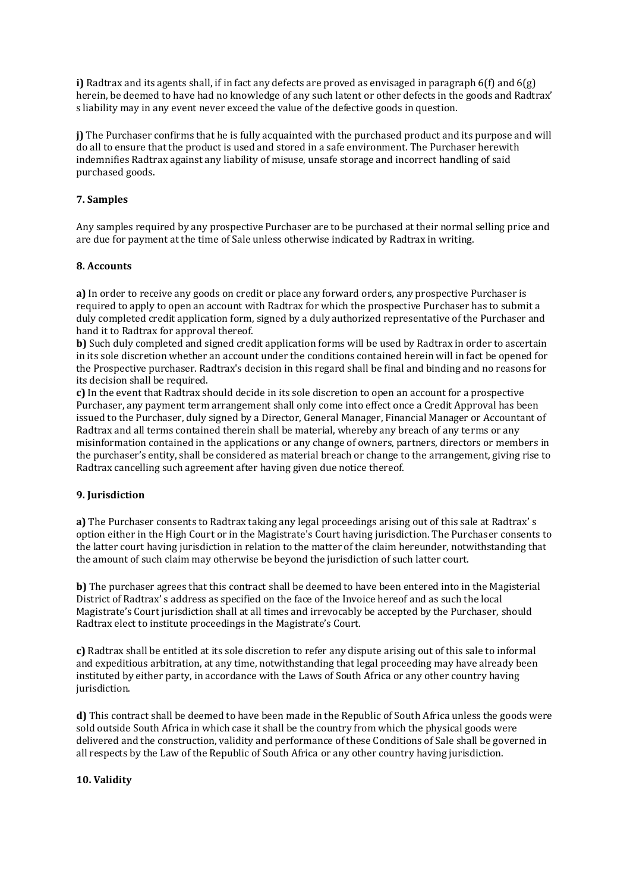**i)** Radtrax and its agents shall, if in fact any defects are proved as envisaged in paragraph 6(f) and 6(g) herein, be deemed to have had no knowledge of any such latent or other defects in the goods and Radtrax' s liability may in any event never exceed the value of the defective goods in question.

**j)** The Purchaser confirms that he is fully acquainted with the purchased product and its purpose and will do all to ensure that the product is used and stored in a safe environment. The Purchaser herewith indemnifies Radtrax against any liability of misuse, unsafe storage and incorrect handling of said purchased goods.

**7. Samples**

Any samples required by any prospective Purchaser are to be purchased at their normal selling price and are due for payment at the time of Sale unless otherwise indicated by Radtrax in writing.

**8. Accounts**

**a)** In order to receive any goods on credit or place any forward orders, any prospective Purchaser is required to apply to open an account with Radtrax for which the prospective Purchaser has to submit a duly completed credit application form, signed by a duly authorized representative of the Purchaser and hand it to Radtrax for approval thereof.
**b)** Such duly completed and signed credit application forms will be used by Radtrax in order to ascertain in its sole discretion whether an account under the conditions contained herein will in fact be opened for the Prospective purchaser. Radtrax's decision in this regard shall be final and binding and no reasons for its decision shall be required.
**c)** In the event that Radtrax should decide in its sole discretion to open an account for a prospective Purchaser, any payment term arrangement shall only come into effect once a Credit Approval has been issued to the Purchaser, duly signed by a Director, General Manager, Financial Manager or Accountant of Radtrax and all terms contained therein shall be material, whereby any breach of any terms or any misinformation contained in the applications or any change of owners, partners, directors or members in the purchaser's entity, shall be considered as material breach or change to the arrangement, giving rise to Radtrax cancelling such agreement after having given due notice thereof.

**9. Jurisdiction**

**a)** The Purchaser consents to Radtrax taking any legal proceedings arising out of this sale at Radtrax' s option either in the High Court or in the Magistrate's Court having jurisdiction. The Purchaser consents to the latter court having jurisdiction in relation to the matter of the claim hereunder, notwithstanding that the amount of such claim may otherwise be beyond the jurisdiction of such latter court.

**b)** The purchaser agrees that this contract shall be deemed to have been entered into in the Magisterial District of Radtrax' s address as specified on the face of the Invoice hereof and as such the local Magistrate's Court jurisdiction shall at all times and irrevocably be accepted by the Purchaser, should Radtrax elect to institute proceedings in the Magistrate's Court.

**c)** Radtrax shall be entitled at its sole discretion to refer any dispute arising out of this sale to informal and expeditious arbitration, at any time, notwithstanding that legal proceeding may have already been instituted by either party, in accordance with the Laws of South Africa or any other country having jurisdiction.

**d)** This contract shall be deemed to have been made in the Republic of South Africa unless the goods were sold outside South Africa in which case it shall be the country from which the physical goods were delivered and the construction, validity and performance of these Conditions of Sale shall be governed in all respects by the Law of the Republic of South Africa or any other country having jurisdiction.

**10. Validity**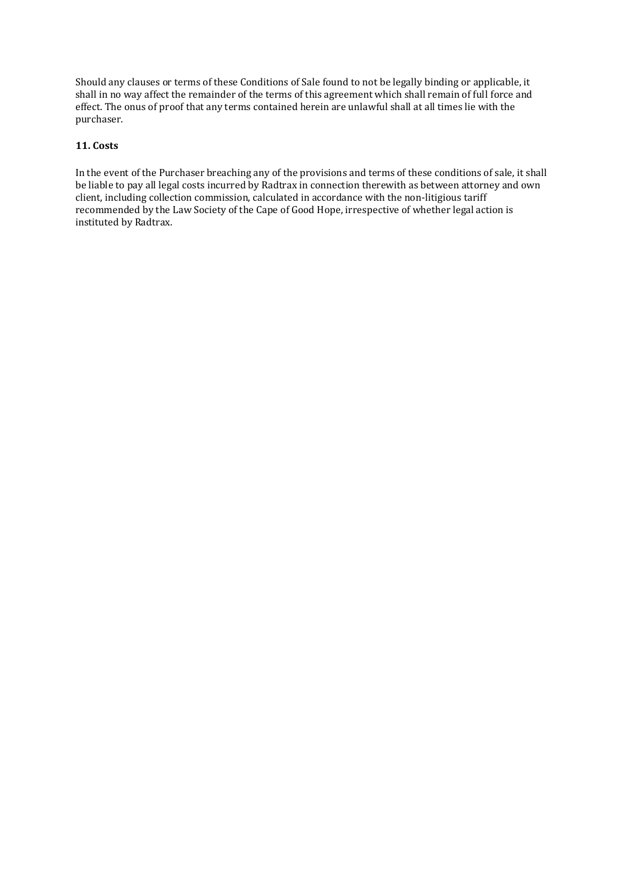Should any clauses or terms of these Conditions of Sale found to not be legally binding or applicable, it shall in no way affect the remainder of the terms of this agreement which shall remain of full force and effect. The onus of proof that any terms contained herein are unlawful shall at all times lie with the purchaser.

**11. Costs**

In the event of the Purchaser breaching any of the provisions and terms of these conditions of sale, it shall be liable to pay all legal costs incurred by Radtrax in connection therewith as between attorney and own client, including collection commission, calculated in accordance with the non-litigious tariff recommended by the Law Society of the Cape of Good Hope, irrespective of whether legal action is instituted by Radtrax.